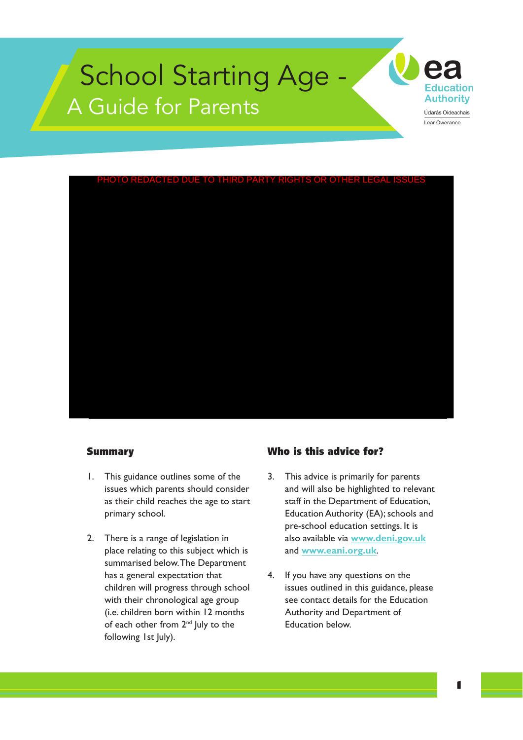# School Starting Age - A Guide for Parents

ea Education Authority
Údarás Oideachais
Lear Owerance

PHOTO REDACTED DUE TO THIRD PARTY RIGHTS OR OTHER LEGAL ISSUES

## Summary

1. This guidance outlines some of the issues which parents should consider as their child reaches the age to start primary school.

2. There is a range of legislation in place relating to this subject which is summarised below. The Department has a general expectation that children will progress through school with their chronological age group (i.e. children born within 12 months of each other from 2nd July to the following 1st July).

## Who is this advice for?

3. This advice is primarily for parents and will also be highlighted to relevant staff in the Department of Education, Education Authority (EA); schools and pre-school education settings. It is also available via **www.deni.gov.uk** and **www.eani.org.uk**.

4. If you have any questions on the issues outlined in this guidance, please see contact details for the Education Authority and Department of Education below.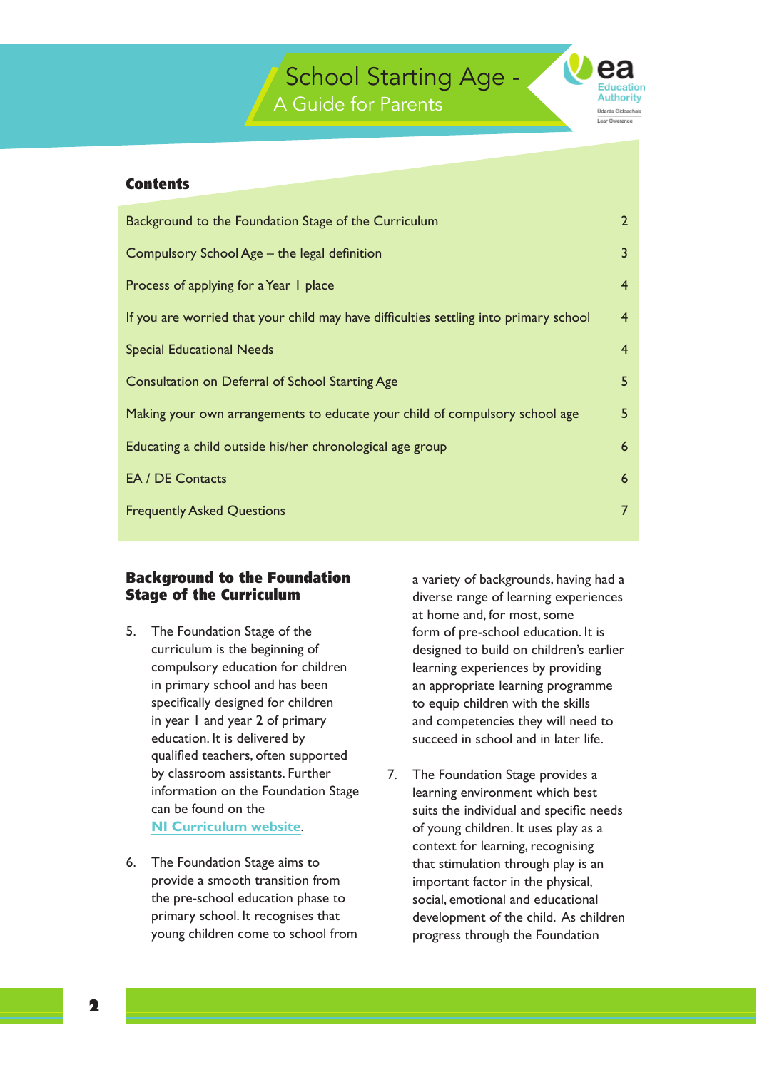# School Starting Age - A Guide for Parents

## Contents

| | |
|---|---|
| Background to the Foundation Stage of the Curriculum | 2 |
| Compulsory School Age – the legal definition | 3 |
| Process of applying for a Year 1 place | 4 |
| If you are worried that your child may have difficulties settling into primary school | 4 |
| Special Educational Needs | 4 |
| Consultation on Deferral of School Starting Age | 5 |
| Making your own arrangements to educate your child of compulsory school age | 5 |
| Educating a child outside his/her chronological age group | 6 |
| EA / DE Contacts | 6 |
| Frequently Asked Questions | 7 |

## Background to the Foundation Stage of the Curriculum

5. The Foundation Stage of the curriculum is the beginning of compulsory education for children in primary school and has been specifically designed for children in year 1 and year 2 of primary education. It is delivered by qualified teachers, often supported by classroom assistants. Further information on the Foundation Stage can be found on the NI Curriculum website.

6. The Foundation Stage aims to provide a smooth transition from the pre-school education phase to primary school. It recognises that young children come to school from a variety of backgrounds, having had a diverse range of learning experiences at home and, for most, some form of pre-school education. It is designed to build on children's earlier learning experiences by providing an appropriate learning programme to equip children with the skills and competencies they will need to succeed in school and in later life.

7. The Foundation Stage provides a learning environment which best suits the individual and specific needs of young children. It uses play as a context for learning, recognising that stimulation through play is an important factor in the physical, social, emotional and educational development of the child. As children progress through the Foundation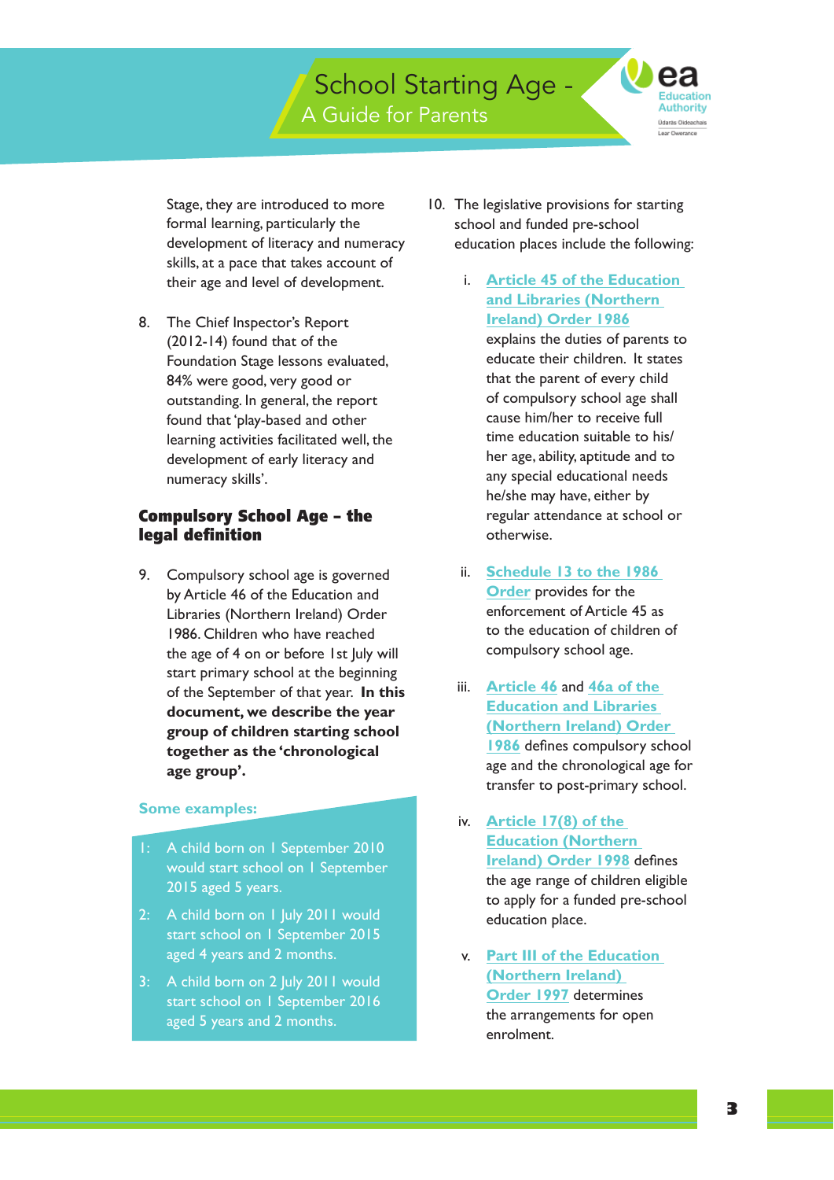Stage, they are introduced to more formal learning, particularly the development of literacy and numeracy skills, at a pace that takes account of their age and level of development.

8. The Chief Inspector's Report (2012-14) found that of the Foundation Stage lessons evaluated, 84% were good, very good or outstanding. In general, the report found that 'play-based and other learning activities facilitated well, the development of early literacy and numeracy skills'.

## Compulsory School Age – the legal definition

9. Compulsory school age is governed by Article 46 of the Education and Libraries (Northern Ireland) Order 1986. Children who have reached the age of 4 on or before 1st July will start primary school at the beginning of the September of that year. **In this document, we describe the year group of children starting school together as the 'chronological age group'.**

**Some examples:**

1: A child born on 1 September 2010 would start school on 1 September 2015 aged 5 years.

2: A child born on 1 July 2011 would start school on 1 September 2015 aged 4 years and 2 months.

3: A child born on 2 July 2011 would start school on 1 September 2016 aged 5 years and 2 months.

10. The legislative provisions for starting school and funded pre-school education places include the following:

    i. **Article 45 of the Education and Libraries (Northern Ireland) Order 1986** explains the duties of parents to educate their children. It states that the parent of every child of compulsory school age shall cause him/her to receive full time education suitable to his/her age, ability, aptitude and to any special educational needs he/she may have, either by regular attendance at school or otherwise.

    ii. **Schedule 13 to the 1986 Order** provides for the enforcement of Article 45 as to the education of children of compulsory school age.

    iii. **Article 46** and **46a of the Education and Libraries (Northern Ireland) Order 1986** defines compulsory school age and the chronological age for transfer to post-primary school.

    iv. **Article 17(8) of the Education (Northern Ireland) Order 1998** defines the age range of children eligible to apply for a funded pre-school education place.

    v. **Part III of the Education (Northern Ireland) Order 1997** determines the arrangements for open enrolment.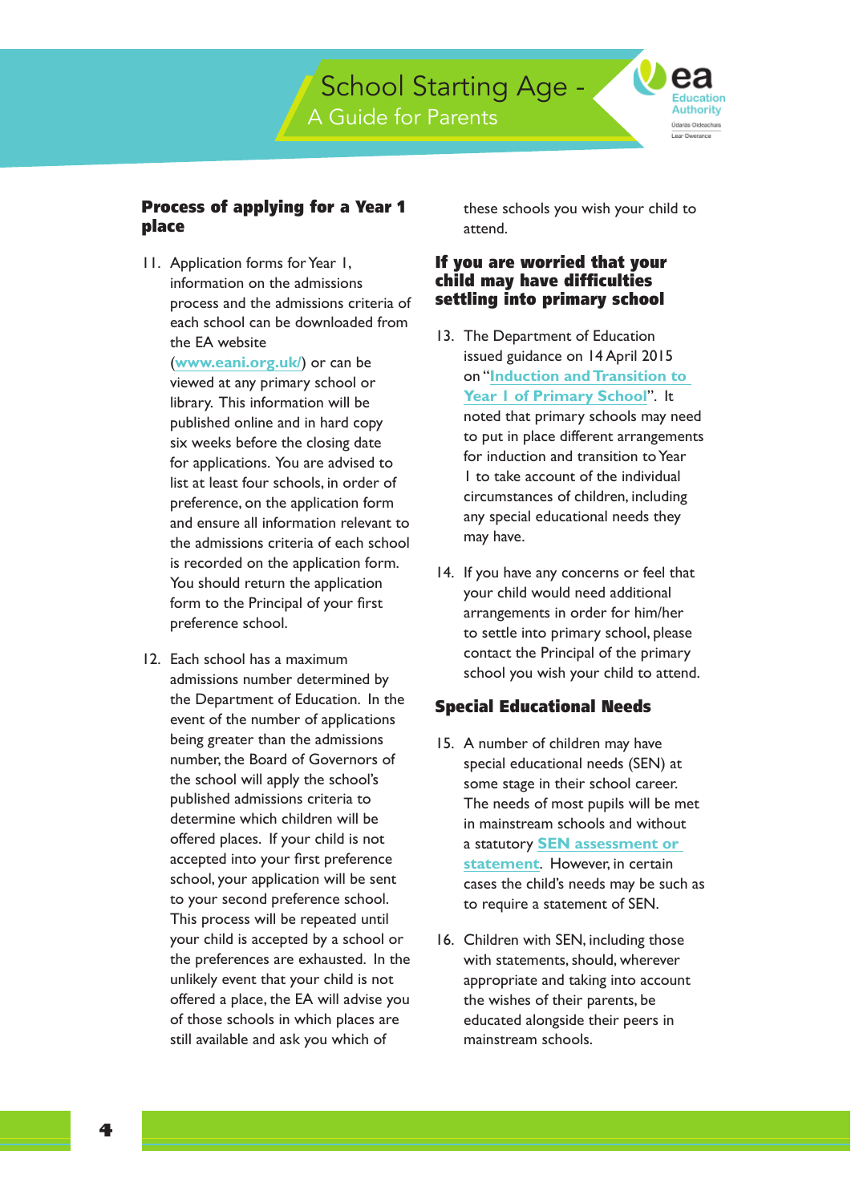## Process of applying for a Year 1 place

11. Application forms for Year 1, information on the admissions process and the admissions criteria of each school can be downloaded from the EA website (www.eani.org.uk/) or can be viewed at any primary school or library. This information will be published online and in hard copy six weeks before the closing date for applications. You are advised to list at least four schools, in order of preference, on the application form and ensure all information relevant to the admissions criteria of each school is recorded on the application form. You should return the application form to the Principal of your first preference school.

12. Each school has a maximum admissions number determined by the Department of Education. In the event of the number of applications being greater than the admissions number, the Board of Governors of the school will apply the school's published admissions criteria to determine which children will be offered places. If your child is not accepted into your first preference school, your application will be sent to your second preference school. This process will be repeated until your child is accepted by a school or the preferences are exhausted. In the unlikely event that your child is not offered a place, the EA will advise you of those schools in which places are still available and ask you which of these schools you wish your child to attend.

## If you are worried that your child may have difficulties settling into primary school

13. The Department of Education issued guidance on 14 April 2015 on "Induction and Transition to Year 1 of Primary School". It noted that primary schools may need to put in place different arrangements for induction and transition to Year 1 to take account of the individual circumstances of children, including any special educational needs they may have.

14. If you have any concerns or feel that your child would need additional arrangements in order for him/her to settle into primary school, please contact the Principal of the primary school you wish your child to attend.

## Special Educational Needs

15. A number of children may have special educational needs (SEN) at some stage in their school career. The needs of most pupils will be met in mainstream schools and without a statutory SEN assessment or statement. However, in certain cases the child's needs may be such as to require a statement of SEN.

16. Children with SEN, including those with statements, should, wherever appropriate and taking into account the wishes of their parents, be educated alongside their peers in mainstream schools.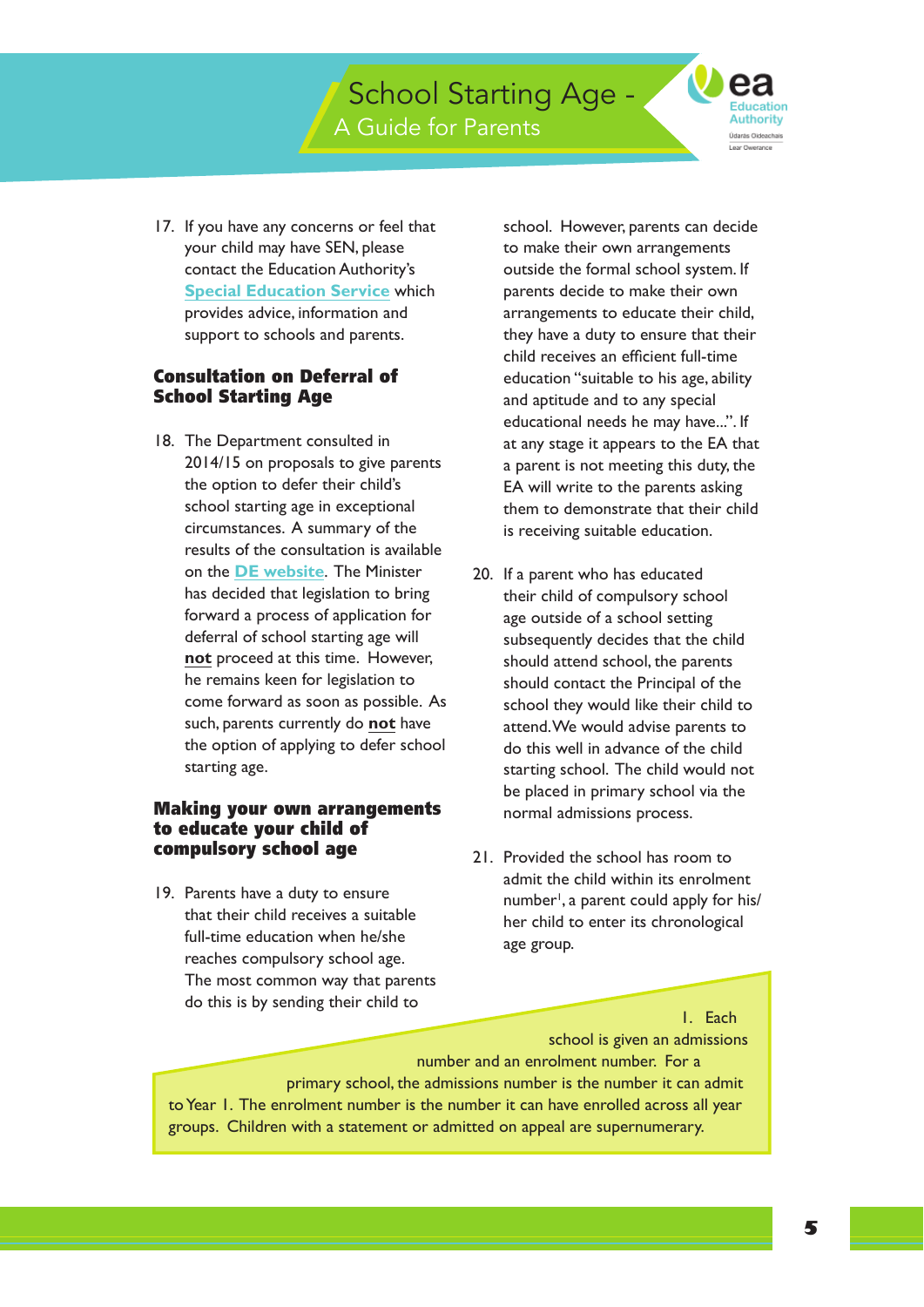17. If you have any concerns or feel that your child may have SEN, please contact the Education Authority's **Special Education Service** which provides advice, information and support to schools and parents.

## Consultation on Deferral of School Starting Age

18. The Department consulted in 2014/15 on proposals to give parents the option to defer their child's school starting age in exceptional circumstances. A summary of the results of the consultation is available on the **DE website**. The Minister has decided that legislation to bring forward a process of application for deferral of school starting age will **not** proceed at this time. However, he remains keen for legislation to come forward as soon as possible. As such, parents currently do **not** have the option of applying to defer school starting age.

## Making your own arrangements to educate your child of compulsory school age

19. Parents have a duty to ensure that their child receives a suitable full-time education when he/she reaches compulsory school age. The most common way that parents do this is by sending their child to school. However, parents can decide to make their own arrangements outside the formal school system. If parents decide to make their own arrangements to educate their child, they have a duty to ensure that their child receives an efficient full-time education "suitable to his age, ability and aptitude and to any special educational needs he may have...". If at any stage it appears to the EA that a parent is not meeting this duty, the EA will write to the parents asking them to demonstrate that their child is receiving suitable education.

20. If a parent who has educated their child of compulsory school age outside of a school setting subsequently decides that the child should attend school, the parents should contact the Principal of the school they would like their child to attend. We would advise parents to do this well in advance of the child starting school. The child would not be placed in primary school via the normal admissions process.

21. Provided the school has room to admit the child within its enrolment number[1], a parent could apply for his/her child to enter its chronological age group.

1. Each school is given an admissions number and an enrolment number. For a primary school, the admissions number is the number it can admit to Year 1. The enrolment number is the number it can have enrolled across all year groups. Children with a statement or admitted on appeal are supernumerary.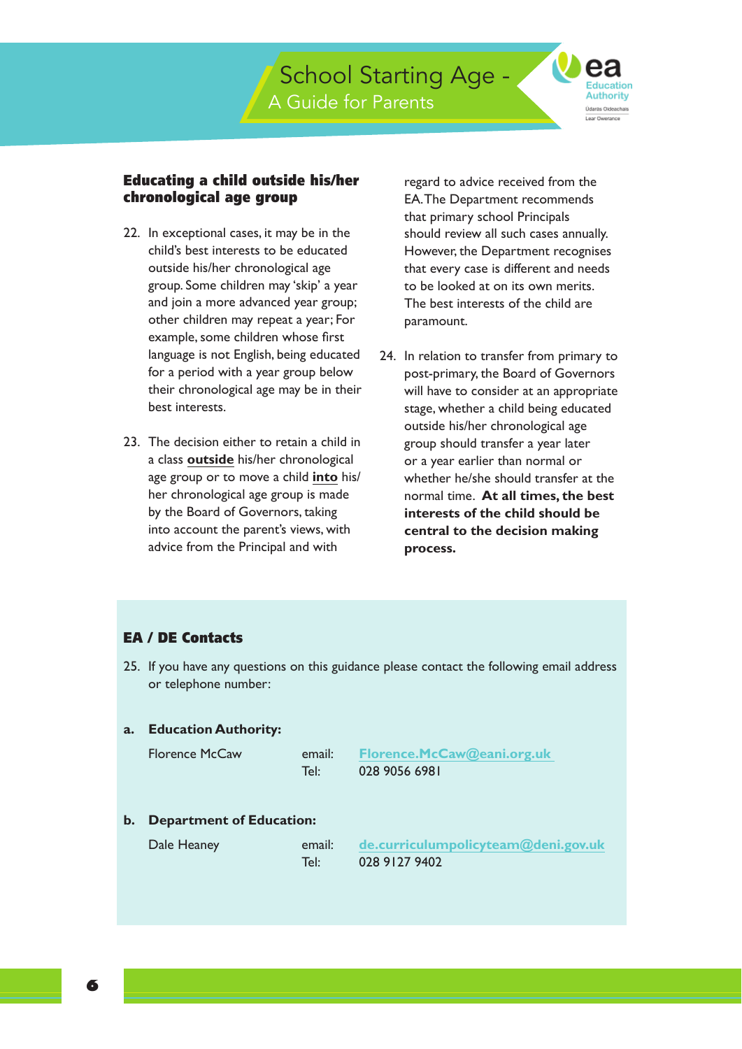## Educating a child outside his/her chronological age group

22. In exceptional cases, it may be in the child's best interests to be educated outside his/her chronological age group. Some children may 'skip' a year and join a more advanced year group; other children may repeat a year; For example, some children whose first language is not English, being educated for a period with a year group below their chronological age may be in their best interests.

23. The decision either to retain a child in a class **outside** his/her chronological age group or to move a child **into** his/her chronological age group is made by the Board of Governors, taking into account the parent's views, with advice from the Principal and with regard to advice received from the EA. The Department recommends that primary school Principals should review all such cases annually. However, the Department recognises that every case is different and needs to be looked at on its own merits. The best interests of the child are paramount.

24. In relation to transfer from primary to post-primary, the Board of Governors will have to consider at an appropriate stage, whether a child being educated outside his/her chronological age group should transfer a year later or a year earlier than normal or whether he/she should transfer at the normal time. **At all times, the best interests of the child should be central to the decision making process.**

## EA / DE Contacts

25. If you have any questions on this guidance please contact the following email address or telephone number:

**a. Education Authority:**

Florence McCaw
email: Florence.McCaw@eani.org.uk
Tel: 028 9056 6981

**b. Department of Education:**

Dale Heaney
email: de.curriculumpolicyteam@deni.gov.uk
Tel: 028 9127 9402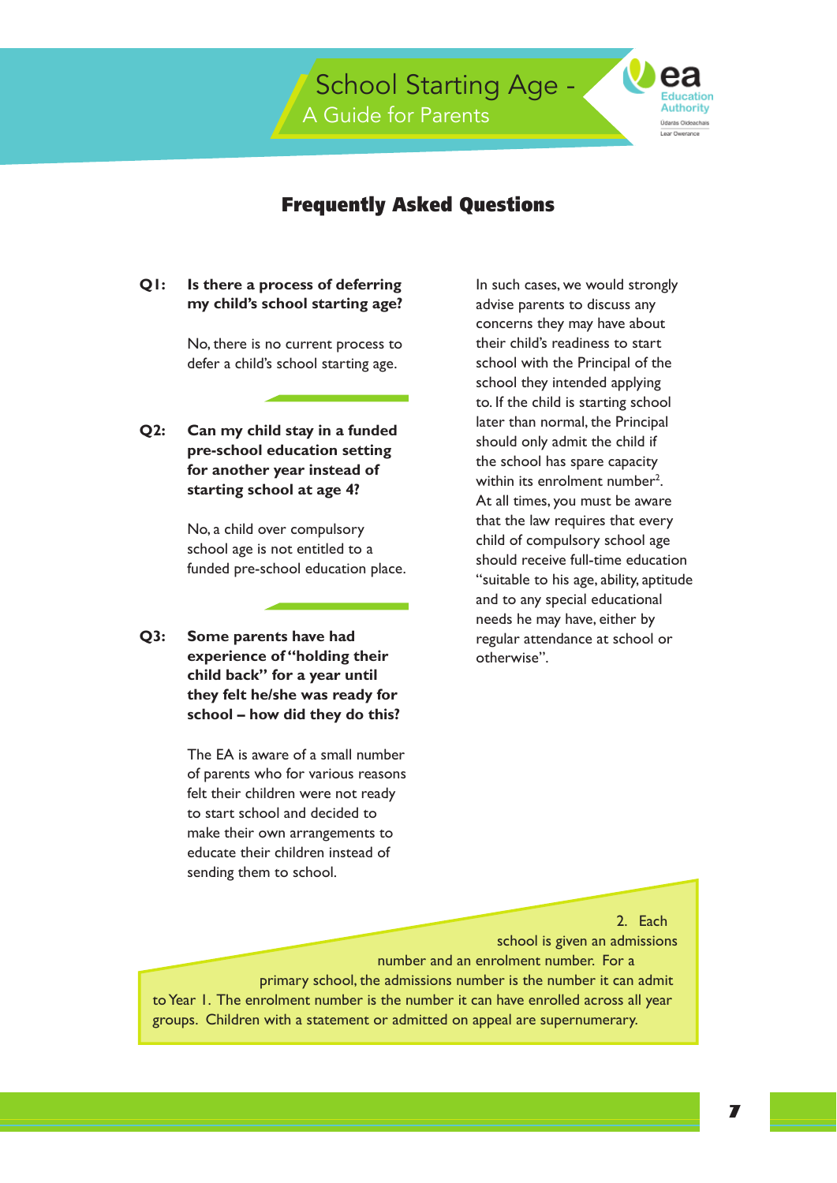## Frequently Asked Questions

**Q1: Is there a process of deferring my child's school starting age?**

No, there is no current process to defer a child's school starting age.

**Q2: Can my child stay in a funded pre-school education setting for another year instead of starting school at age 4?**

No, a child over compulsory school age is not entitled to a funded pre-school education place.

**Q3: Some parents have had experience of "holding their child back" for a year until they felt he/she was ready for school – how did they do this?**

The EA is aware of a small number of parents who for various reasons felt their children were not ready to start school and decided to make their own arrangements to educate their children instead of sending them to school.

In such cases, we would strongly advise parents to discuss any concerns they may have about their child's readiness to start school with the Principal of the school they intended applying to. If the child is starting school later than normal, the Principal should only admit the child if the school has spare capacity within its enrolment number[2]. At all times, you must be aware that the law requires that every child of compulsory school age should receive full-time education "suitable to his age, ability, aptitude and to any special educational needs he may have, either by regular attendance at school or otherwise".

2. Each school is given an admissions number and an enrolment number. For a primary school, the admissions number is the number it can admit to Year 1. The enrolment number is the number it can have enrolled across all year groups. Children with a statement or admitted on appeal are supernumerary.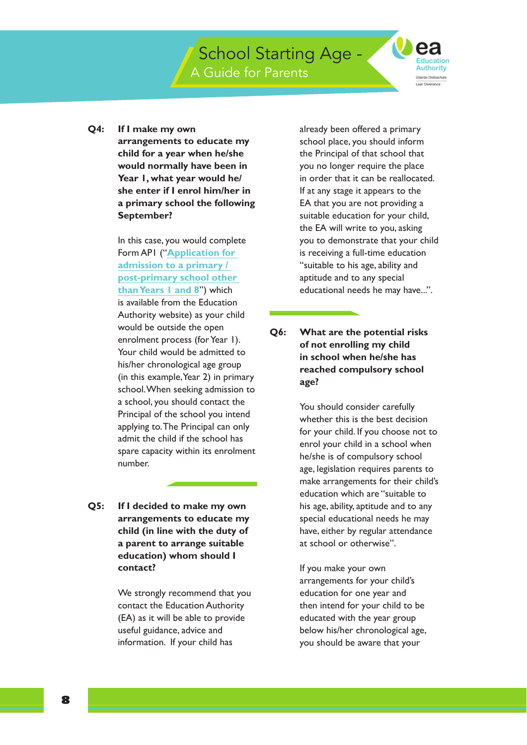**Q4: If I make my own arrangements to educate my child for a year when he/she would normally have been in Year 1, what year would he/she enter if I enrol him/her in a primary school the following September?**

In this case, you would complete Form AP1 ("**Application for admission to a primary / post-primary school other than Years 1 and 8**") which is available from the Education Authority website) as your child would be outside the open enrolment process (for Year 1). Your child would be admitted to his/her chronological age group (in this example, Year 2) in primary school. When seeking admission to a school, you should contact the Principal of the school you intend applying to. The Principal can only admit the child if the school has spare capacity within its enrolment number.

**Q5: If I decided to make my own arrangements to educate my child (in line with the duty of a parent to arrange suitable education) whom should I contact?**

We strongly recommend that you contact the Education Authority (EA) as it will be able to provide useful guidance, advice and information. If your child has already been offered a primary school place, you should inform the Principal of that school that you no longer require the place in order that it can be reallocated. If at any stage it appears to the EA that you are not providing a suitable education for your child, the EA will write to you, asking you to demonstrate that your child is receiving a full-time education "suitable to his age, ability and aptitude and to any special educational needs he may have...".

**Q6: What are the potential risks of not enrolling my child in school when he/she has reached compulsory school age?**

You should consider carefully whether this is the best decision for your child. If you choose not to enrol your child in a school when he/she is of compulsory school age, legislation requires parents to make arrangements for their child's education which are "suitable to his age, ability, aptitude and to any special educational needs he may have, either by regular attendance at school or otherwise".

If you make your own arrangements for your child's education for one year and then intend for your child to be educated with the year group below his/her chronological age, you should be aware that your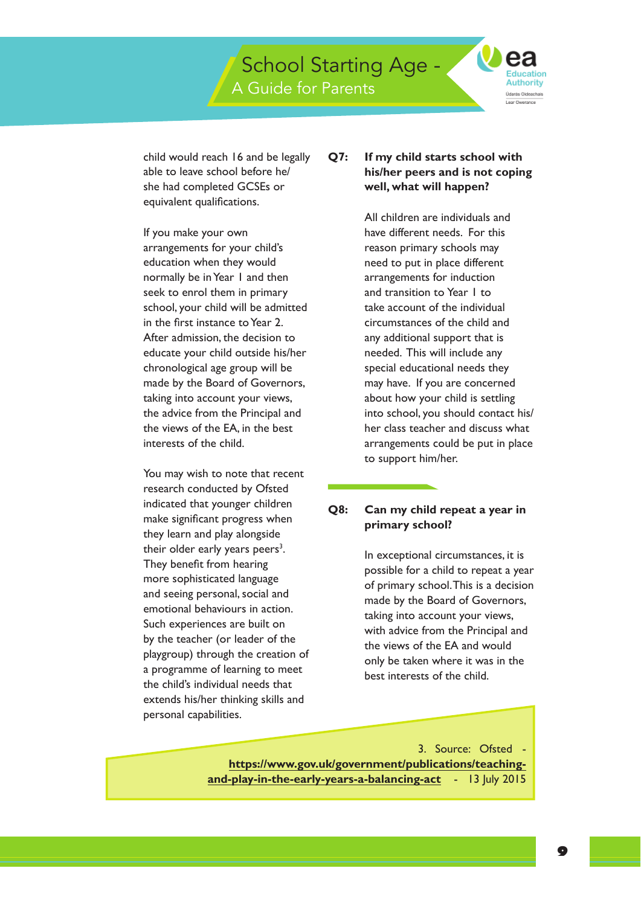child would reach 16 and be legally able to leave school before he/she had completed GCSEs or equivalent qualifications.

If you make your own arrangements for your child's education when they would normally be in Year 1 and then seek to enrol them in primary school, your child will be admitted in the first instance to Year 2. After admission, the decision to educate your child outside his/her chronological age group will be made by the Board of Governors, taking into account your views, the advice from the Principal and the views of the EA, in the best interests of the child.

You may wish to note that recent research conducted by Ofsted indicated that younger children make significant progress when they learn and play alongside their older early years peers[3]. They benefit from hearing more sophisticated language and seeing personal, social and emotional behaviours in action. Such experiences are built on by the teacher (or leader of the playgroup) through the creation of a programme of learning to meet the child's individual needs that extends his/her thinking skills and personal capabilities.

**Q7: If my child starts school with his/her peers and is not coping well, what will happen?**

All children are individuals and have different needs. For this reason primary schools may need to put in place different arrangements for induction and transition to Year 1 to take account of the individual circumstances of the child and any additional support that is needed. This will include any special educational needs they may have. If you are concerned about how your child is settling into school, you should contact his/her class teacher and discuss what arrangements could be put in place to support him/her.

**Q8: Can my child repeat a year in primary school?**

In exceptional circumstances, it is possible for a child to repeat a year of primary school. This is a decision made by the Board of Governors, taking into account your views, with advice from the Principal and the views of the EA and would only be taken where it was in the best interests of the child.

3. Source: Ofsted - **https://www.gov.uk/government/publications/teaching-and-play-in-the-early-years-a-balancing-act** - 13 July 2015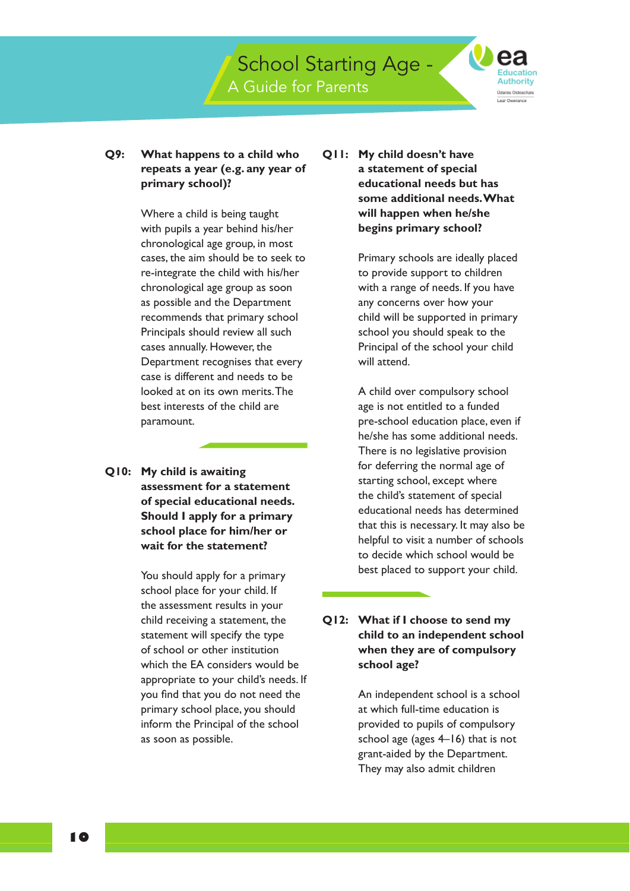**Q9: What happens to a child who repeats a year (e.g. any year of primary school)?**

Where a child is being taught with pupils a year behind his/her chronological age group, in most cases, the aim should be to seek to re-integrate the child with his/her chronological age group as soon as possible and the Department recommends that primary school Principals should review all such cases annually. However, the Department recognises that every case is different and needs to be looked at on its own merits. The best interests of the child are paramount.

**Q10: My child is awaiting assessment for a statement of special educational needs. Should I apply for a primary school place for him/her or wait for the statement?**

You should apply for a primary school place for your child. If the assessment results in your child receiving a statement, the statement will specify the type of school or other institution which the EA considers would be appropriate to your child's needs. If you find that you do not need the primary school place, you should inform the Principal of the school as soon as possible.

**Q11: My child doesn't have a statement of special educational needs but has some additional needs. What will happen when he/she begins primary school?**

Primary schools are ideally placed to provide support to children with a range of needs. If you have any concerns over how your child will be supported in primary school you should speak to the Principal of the school your child will attend.

A child over compulsory school age is not entitled to a funded pre-school education place, even if he/she has some additional needs. There is no legislative provision for deferring the normal age of starting school, except where the child's statement of special educational needs has determined that this is necessary. It may also be helpful to visit a number of schools to decide which school would be best placed to support your child.

**Q12: What if I choose to send my child to an independent school when they are of compulsory school age?**

An independent school is a school at which full-time education is provided to pupils of compulsory school age (ages 4–16) that is not grant-aided by the Department. They may also admit children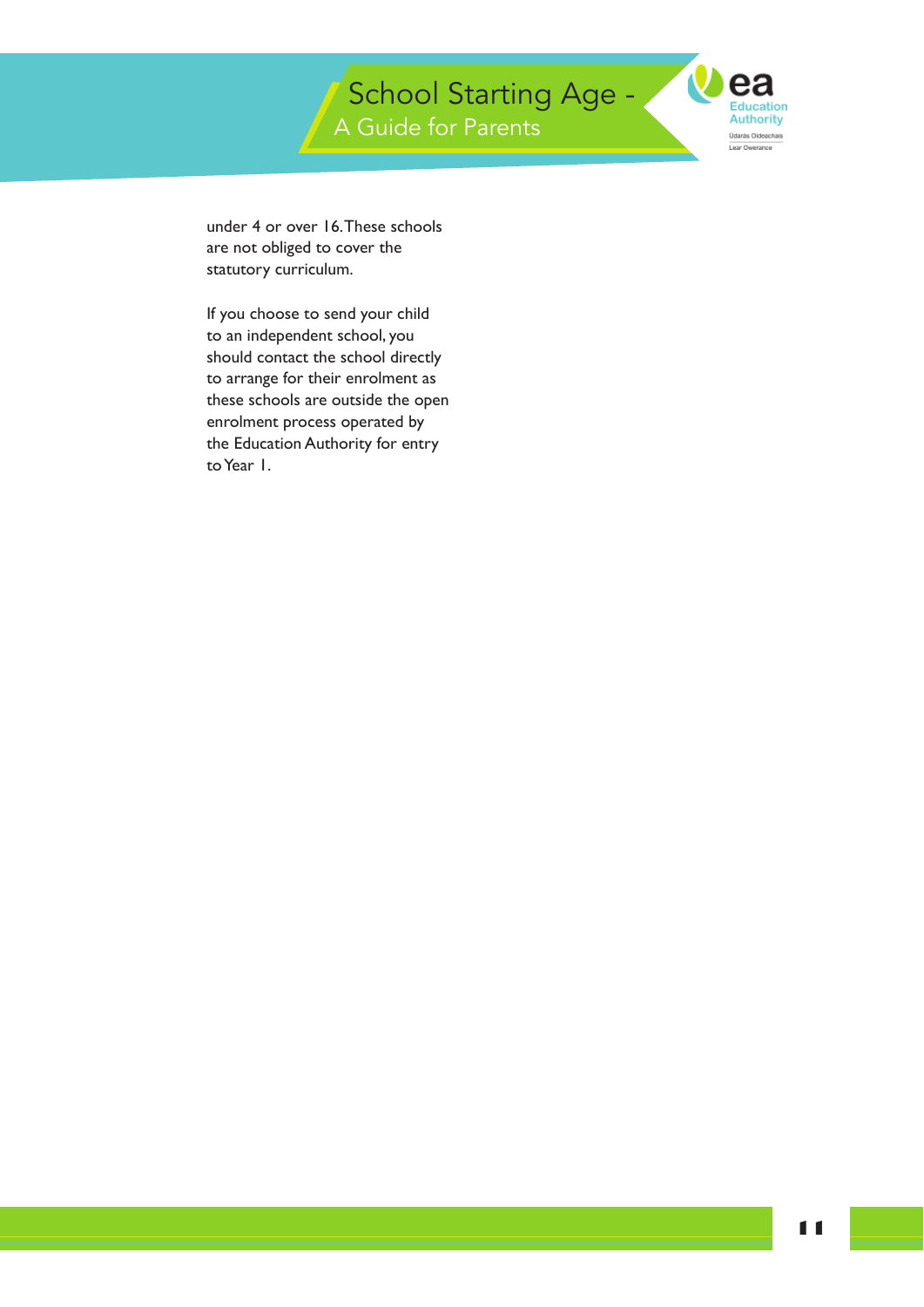under 4 or over 16. These schools are not obliged to cover the statutory curriculum.

If you choose to send your child to an independent school, you should contact the school directly to arrange for their enrolment as these schools are outside the open enrolment process operated by the Education Authority for entry to Year 1.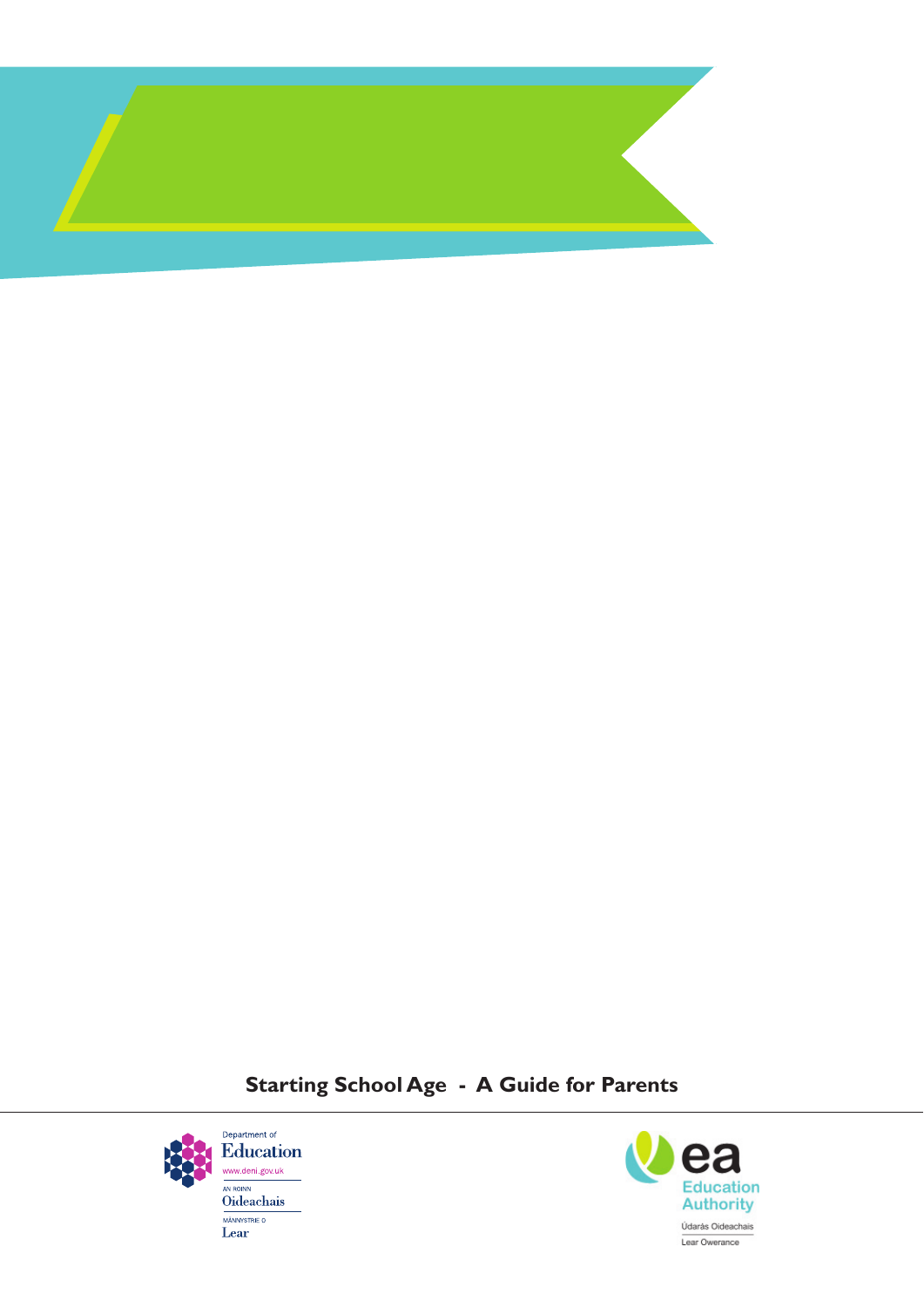**Starting School Age - A Guide for Parents**

Department of Education
www.deni.gov.uk
AN ROINN
Oideachais
MÄNNYSTRIE O
Lear

Education Authority
Údarás Oideachais
Lear Owerance